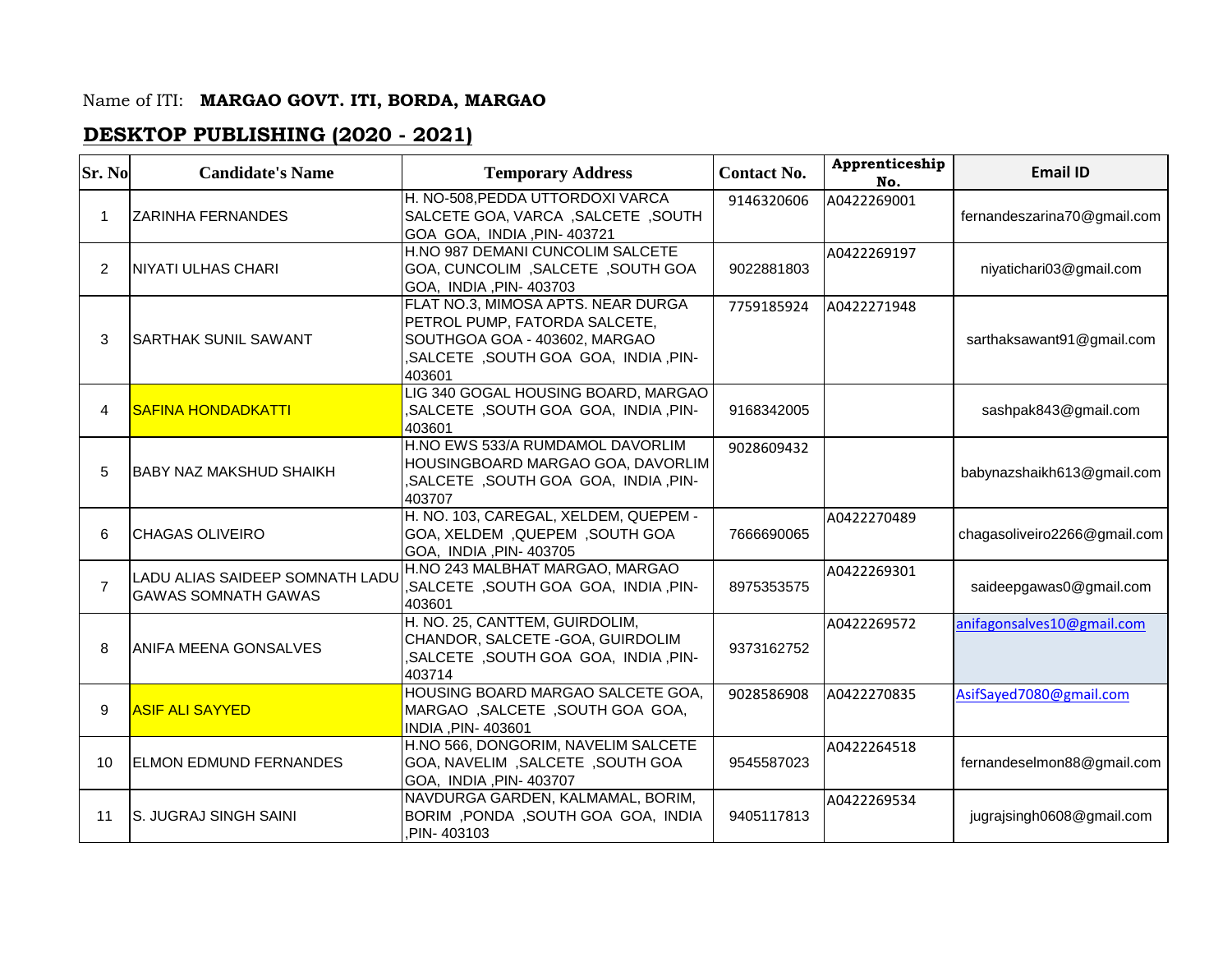Name of ITI: **MARGAO GOVT. ITI, BORDA, MARGAO**

## DESKTOP PUBLISHING (2020 - 2021)

| Sr. No | Candidate's Name | Temporary Address | Contact No. | Apprenticeship No. | Email ID |
|---|---|---|---|---|---|
| 1 | ZARINHA FERNANDES | H. NO-508,PEDDA UTTORDOXI VARCA SALCETE GOA, VARCA ,SALCETE ,SOUTH GOA GOA, INDIA ,PIN- 403721 | 9146320606 | A0422269001 | fernandeszarina70@gmail.com |
| 2 | NIYATI ULHAS CHARI | H.NO 987 DEMANI CUNCOLIM SALCETE GOA, CUNCOLIM ,SALCETE ,SOUTH GOA GOA, INDIA ,PIN- 403703 | 9022881803 | A0422269197 | niyatichari03@gmail.com |
| 3 | SARTHAK SUNIL SAWANT | FLAT NO.3, MIMOSA APTS. NEAR DURGA PETROL PUMP, FATORDA SALCETE, SOUTHGOA GOA - 403602, MARGAO ,SALCETE ,SOUTH GOA GOA, INDIA ,PIN- 403601 | 7759185924 | A0422271948 | sarthaksawant91@gmail.com |
| 4 | SAFINA HONDADKATTI | LIG 340 GOGAL HOUSING BOARD, MARGAO ,SALCETE ,SOUTH GOA GOA, INDIA ,PIN- 403601 | 9168342005 | | sashpak843@gmail.com |
| 5 | BABY NAZ MAKSHUD SHAIKH | H.NO EWS 533/A RUMDAMOL DAVORLIM HOUSINGBOARD MARGAO GOA, DAVORLIM ,SALCETE ,SOUTH GOA GOA, INDIA ,PIN- 403707 | 9028609432 | | babynazshaikh613@gmail.com |
| 6 | CHAGAS OLIVEIRO | H. NO. 103, CAREGAL, XELDEM, QUEPEM - GOA, XELDEM ,QUEPEM ,SOUTH GOA GOA, INDIA ,PIN- 403705 | 7666690065 | A0422270489 | chagasoliveiro2266@gmail.com |
| 7 | LADU ALIAS SAIDEEP SOMNATH LADU GAWAS SOMNATH GAWAS | H.NO 243 MALBHAT MARGAO, MARGAO ,SALCETE ,SOUTH GOA GOA, INDIA ,PIN- 403601 | 8975353575 | A0422269301 | saideepgawas0@gmail.com |
| 8 | ANIFA MEENA GONSALVES | H. NO. 25, CANTTEM, GUIRDOLIM, CHANDOR, SALCETE -GOA, GUIRDOLIM ,SALCETE ,SOUTH GOA GOA, INDIA ,PIN- 403714 | 9373162752 | A0422269572 | anifagonsalves10@gmail.com |
| 9 | ASIF ALI SAYYED | HOUSING BOARD MARGAO SALCETE GOA, MARGAO ,SALCETE ,SOUTH GOA GOA, INDIA ,PIN- 403601 | 9028586908 | A0422270835 | AsifSayed7080@gmail.com |
| 10 | ELMON EDMUND FERNANDES | H.NO 566, DONGORIM, NAVELIM SALCETE GOA, NAVELIM ,SALCETE ,SOUTH GOA GOA, INDIA ,PIN- 403707 | 9545587023 | A0422264518 | fernandeselmon88@gmail.com |
| 11 | S. JUGRAJ SINGH SAINI | NAVDURGA GARDEN, KALMAMAL, BORIM, BORIM ,PONDA ,SOUTH GOA GOA, INDIA ,PIN- 403103 | 9405117813 | A0422269534 | jugrajsingh0608@gmail.com |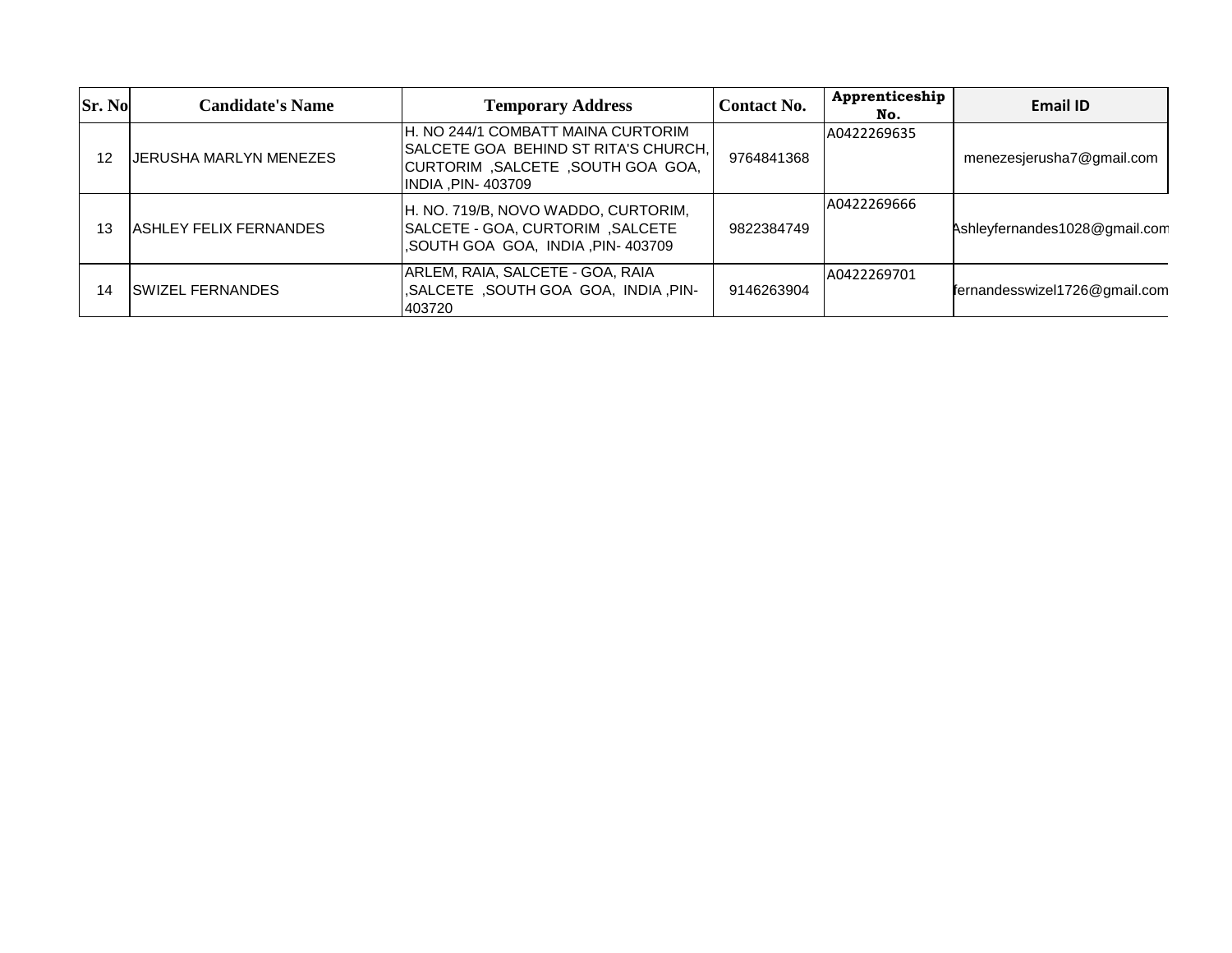| Sr. No | Candidate's Name | Temporary Address | Contact No. | Apprenticeship No. | Email ID |
|---|---|---|---|---|---|
| 12 | JERUSHA MARLYN MENEZES | H. NO 244/1 COMBATT MAINA CURTORIM SALCETE GOA BEHIND ST RITA'S CHURCH, CURTORIM ,SALCETE ,SOUTH GOA GOA, INDIA ,PIN- 403709 | 9764841368 | A0422269635 | menezesjerusha7@gmail.com |
| 13 | ASHLEY FELIX FERNANDES | H. NO. 719/B, NOVO WADDO, CURTORIM, SALCETE - GOA, CURTORIM ,SALCETE ,SOUTH GOA GOA, INDIA ,PIN- 403709 | 9822384749 | A0422269666 | Ashleyfernandes1028@gmail.com |
| 14 | SWIZEL FERNANDES | ARLEM, RAIA, SALCETE - GOA, RAIA ,SALCETE ,SOUTH GOA GOA, INDIA ,PIN- 403720 | 9146263904 | A0422269701 | fernandesswizel1726@gmail.com |